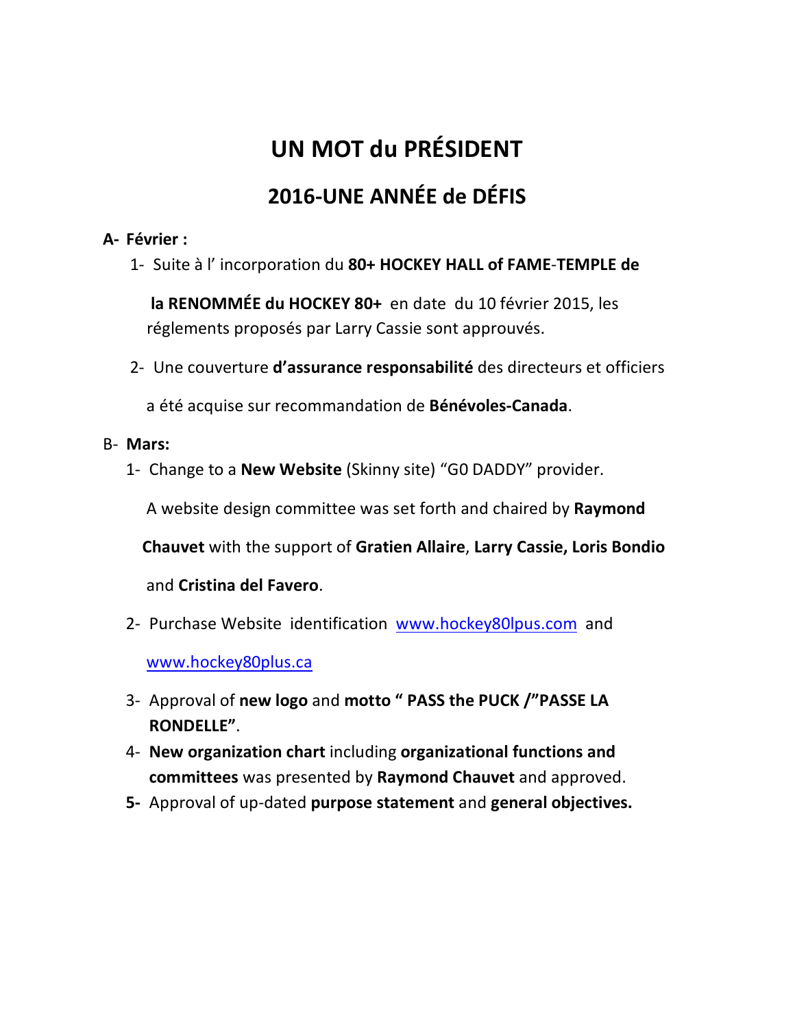# UN MOT du PRÉSIDENT

## 2016-UNE ANNÉE de DÉFIS

**A- Février :**

1- Suite à l' incorporation du **80+ HOCKEY HALL of FAME-TEMPLE de la RENOMMÉE du HOCKEY 80+** en date du 10 février 2015, les réglements proposés par Larry Cassie sont approuvés.

2- Une couverture **d'assurance responsabilité** des directeurs et officiers a été acquise sur recommandation de **Bénévoles-Canada**.

B- **Mars:**

1- Change to a **New Website** (Skinny site) "G0 DADDY" provider.

A website design committee was set forth and chaired by **Raymond Chauvet** with the support of **Gratien Allaire**, **Larry Cassie, Loris Bondio** and **Cristina del Favero**.

2- Purchase Website identification [www.hockey80lpus.com](www.hockey80lpus.com) and [www.hockey80plus.ca](www.hockey80plus.ca)

3- Approval of **new logo** and **motto " PASS the PUCK /"PASSE LA RONDELLE"**.

4- **New organization chart** including **organizational functions and committees** was presented by **Raymond Chauvet** and approved.

**5-** Approval of up-dated **purpose statement** and **general objectives.**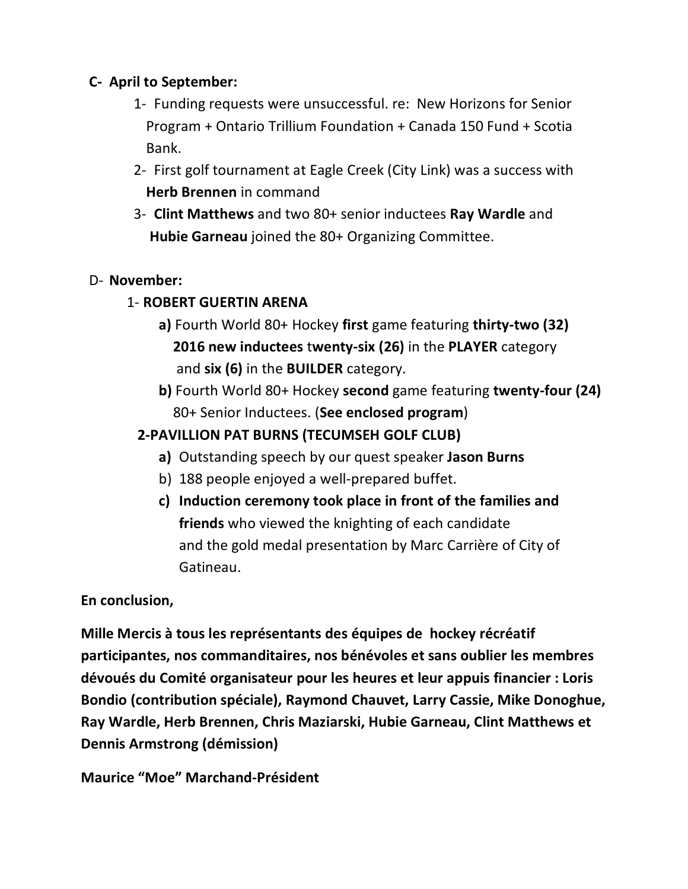**C- April to September:**

1- Funding requests were unsuccessful. re: New Horizons for Senior Program + Ontario Trillium Foundation + Canada 150 Fund + Scotia Bank.

2- First golf tournament at Eagle Creek (City Link) was a success with **Herb Brennen** in command

3- **Clint Matthews** and two 80+ senior inductees **Ray Wardle** and **Hubie Garneau** joined the 80+ Organizing Committee.

D- **November:**

1- **ROBERT GUERTIN ARENA**

**a)** Fourth World 80+ Hockey **first** game featuring **thirty-two (32) 2016 new inductees** t**wenty-six (26)** in the **PLAYER** category and **six (6)** in the **BUILDER** category.

**b)** Fourth World 80+ Hockey **second** game featuring **twenty-four (24)** 80+ Senior Inductees. (**See enclosed program**)

**2-PAVILLION PAT BURNS (TECUMSEH GOLF CLUB)**

**a)** Outstanding speech by our quest speaker **Jason Burns**

b) 188 people enjoyed a well-prepared buffet.

**c) Induction ceremony took place in front of the families and friends** who viewed the knighting of each candidate and the gold medal presentation by Marc Carrière of City of Gatineau.

**En conclusion,**

**Mille Mercis à tous les représentants des équipes de hockey récréatif participantes, nos commanditaires, nos bénévoles et sans oublier les membres dévoués du Comité organisateur pour les heures et leur appuis financier : Loris Bondio (contribution spéciale), Raymond Chauvet, Larry Cassie, Mike Donoghue, Ray Wardle, Herb Brennen, Chris Maziarski, Hubie Garneau, Clint Matthews et Dennis Armstrong (démission)**

**Maurice "Moe" Marchand-Président**